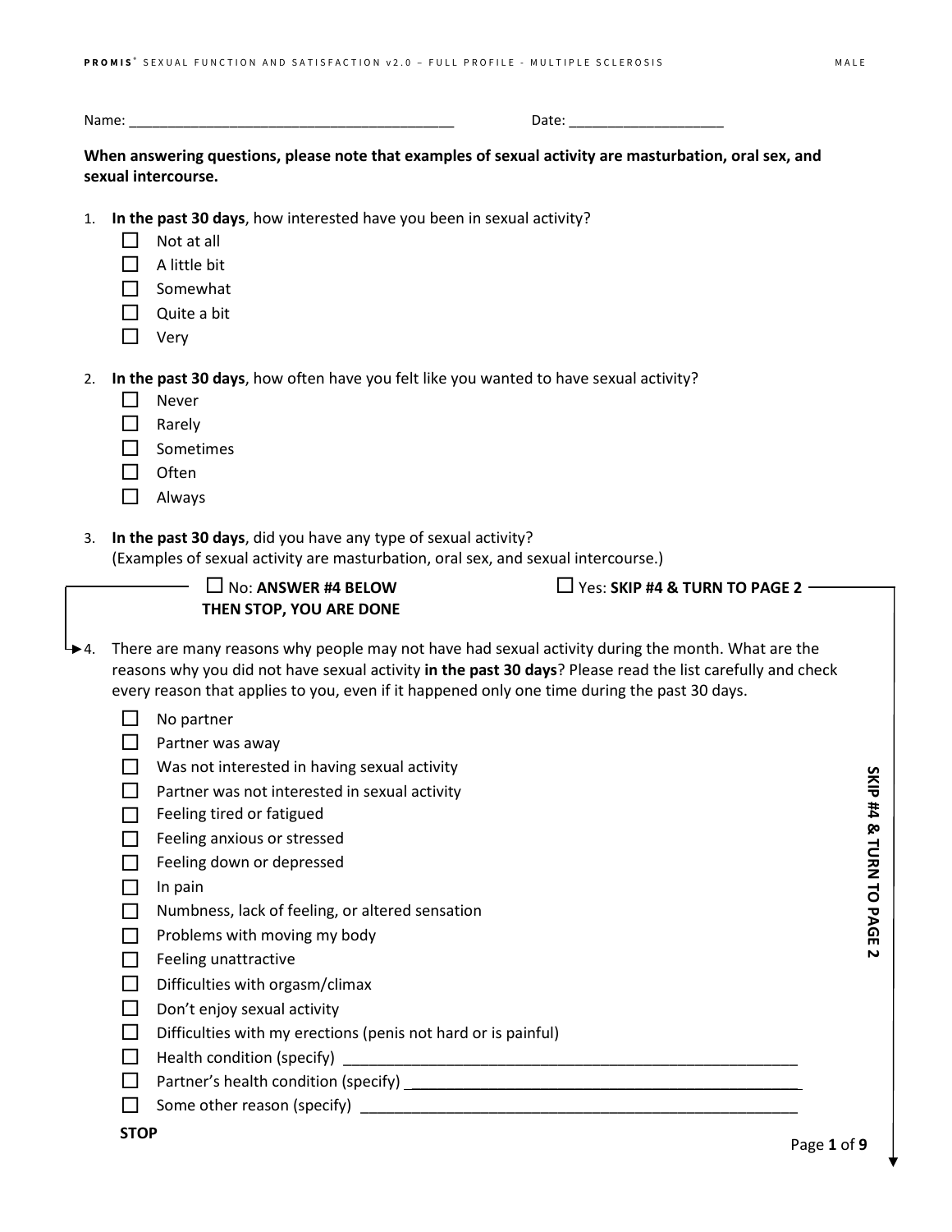Name: ___________________________________________ Date: ____________________

**When answering questions, please note that examples of sexual activity are masturbation, oral sex, and sexual intercourse.**

1. **In the past 30 days**, how interested have you been in sexual activity?
   - ☐ Not at all
   - ☐ A little bit
   - ☐ Somewhat
   - ☐ Quite a bit
   - ☐ Very

2. **In the past 30 days**, how often have you felt like you wanted to have sexual activity?
   - ☐ Never
   - ☐ Rarely
   - ☐ Sometimes
   - ☐ Often
   - ☐ Always

3. **In the past 30 days**, did you have any type of sexual activity?
   (Examples of sexual activity are masturbation, oral sex, and sexual intercourse.)

   ☐ No: **ANSWER #4 BELOW THEN STOP, YOU ARE DONE**

   ☐ Yes: **SKIP #4 & TURN TO PAGE 2**

4. There are many reasons why people may not have had sexual activity during the month. What are the reasons why you did not have sexual activity **in the past 30 days**? Please read the list carefully and check every reason that applies to you, even if it happened only one time during the past 30 days.
   - ☐ No partner
   - ☐ Partner was away
   - ☐ Was not interested in having sexual activity
   - ☐ Partner was not interested in sexual activity
   - ☐ Feeling tired or fatigued
   - ☐ Feeling anxious or stressed
   - ☐ Feeling down or depressed
   - ☐ In pain
   - ☐ Numbness, lack of feeling, or altered sensation
   - ☐ Problems with moving my body
   - ☐ Feeling unattractive
   - ☐ Difficulties with orgasm/climax
   - ☐ Don't enjoy sexual activity
   - ☐ Difficulties with my erections (penis not hard or is painful)
   - ☐ Health condition (specify) _______________________________________________________
   - ☐ Partner's health condition (specify) ________________________________________________
   - ☐ Some other reason (specify) _____________________________________________________

   **STOP**

**SKIP #4 & TURN TO PAGE 2**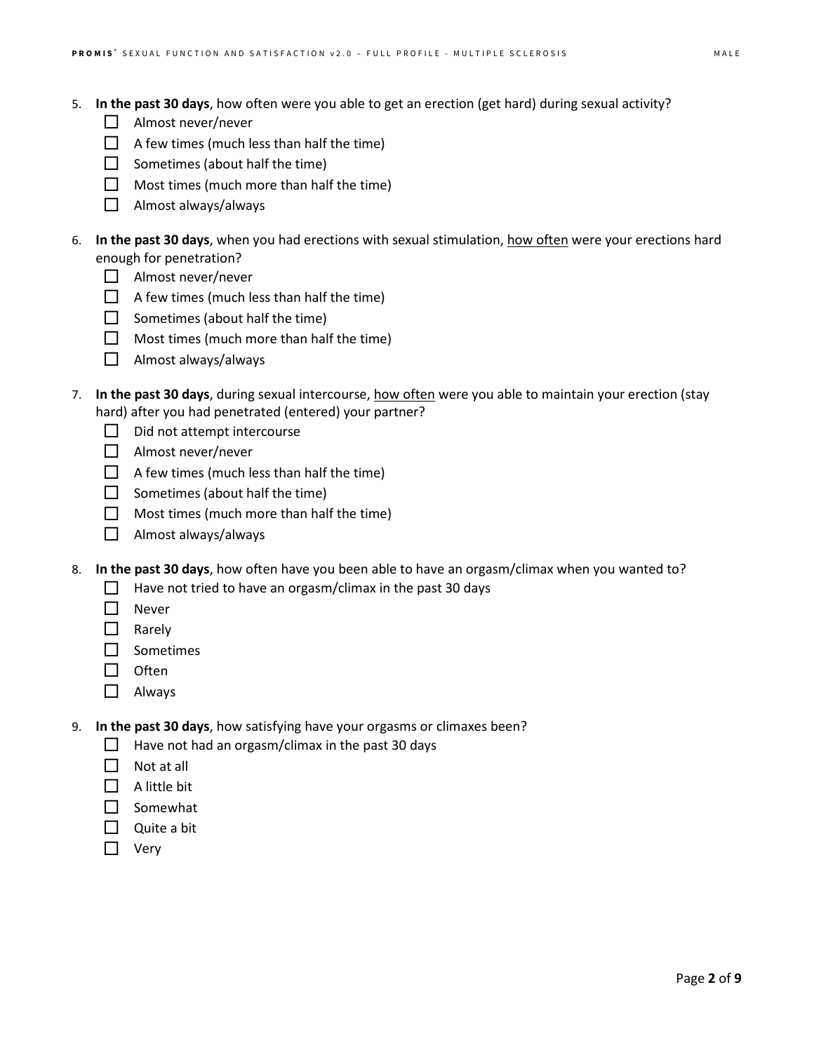5. **In the past 30 days**, how often were you able to get an erection (get hard) during sexual activity?
   - ☐ Almost never/never
   - ☐ A few times (much less than half the time)
   - ☐ Sometimes (about half the time)
   - ☐ Most times (much more than half the time)
   - ☐ Almost always/always

6. **In the past 30 days**, when you had erections with sexual stimulation, <u>how often</u> were your erections hard enough for penetration?
   - ☐ Almost never/never
   - ☐ A few times (much less than half the time)
   - ☐ Sometimes (about half the time)
   - ☐ Most times (much more than half the time)
   - ☐ Almost always/always

7. **In the past 30 days**, during sexual intercourse, <u>how often</u> were you able to maintain your erection (stay hard) after you had penetrated (entered) your partner?
   - ☐ Did not attempt intercourse
   - ☐ Almost never/never
   - ☐ A few times (much less than half the time)
   - ☐ Sometimes (about half the time)
   - ☐ Most times (much more than half the time)
   - ☐ Almost always/always

8. **In the past 30 days**, how often have you been able to have an orgasm/climax when you wanted to?
   - ☐ Have not tried to have an orgasm/climax in the past 30 days
   - ☐ Never
   - ☐ Rarely
   - ☐ Sometimes
   - ☐ Often
   - ☐ Always

9. **In the past 30 days**, how satisfying have your orgasms or climaxes been?
   - ☐ Have not had an orgasm/climax in the past 30 days
   - ☐ Not at all
   - ☐ A little bit
   - ☐ Somewhat
   - ☐ Quite a bit
   - ☐ Very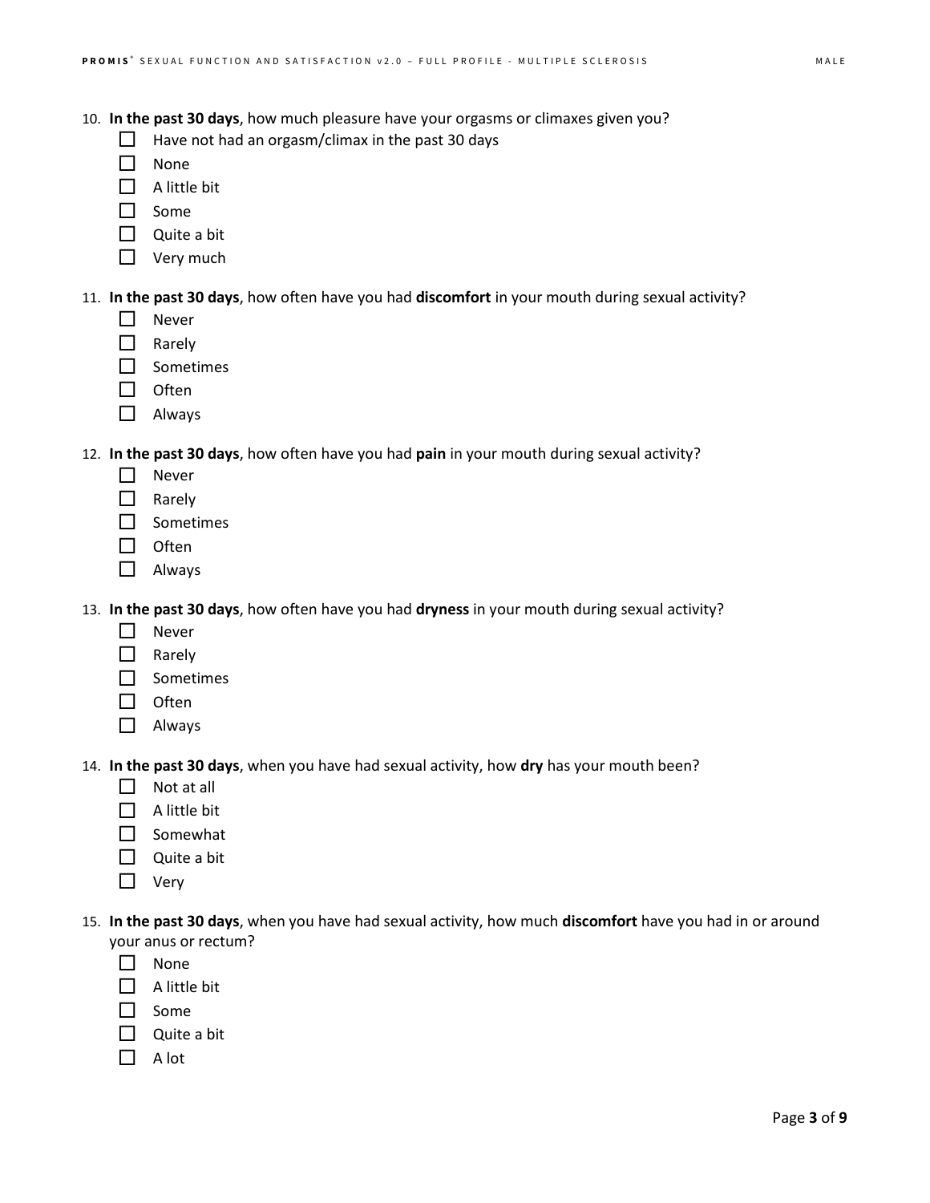10. **In the past 30 days**, how much pleasure have your orgasms or climaxes given you?
    - ☐ Have not had an orgasm/climax in the past 30 days
    - ☐ None
    - ☐ A little bit
    - ☐ Some
    - ☐ Quite a bit
    - ☐ Very much

11. **In the past 30 days**, how often have you had **discomfort** in your mouth during sexual activity?
    - ☐ Never
    - ☐ Rarely
    - ☐ Sometimes
    - ☐ Often
    - ☐ Always

12. **In the past 30 days**, how often have you had **pain** in your mouth during sexual activity?
    - ☐ Never
    - ☐ Rarely
    - ☐ Sometimes
    - ☐ Often
    - ☐ Always

13. **In the past 30 days**, how often have you had **dryness** in your mouth during sexual activity?
    - ☐ Never
    - ☐ Rarely
    - ☐ Sometimes
    - ☐ Often
    - ☐ Always

14. **In the past 30 days**, when you have had sexual activity, how **dry** has your mouth been?
    - ☐ Not at all
    - ☐ A little bit
    - ☐ Somewhat
    - ☐ Quite a bit
    - ☐ Very

15. **In the past 30 days**, when you have had sexual activity, how much **discomfort** have you had in or around your anus or rectum?
    - ☐ None
    - ☐ A little bit
    - ☐ Some
    - ☐ Quite a bit
    - ☐ A lot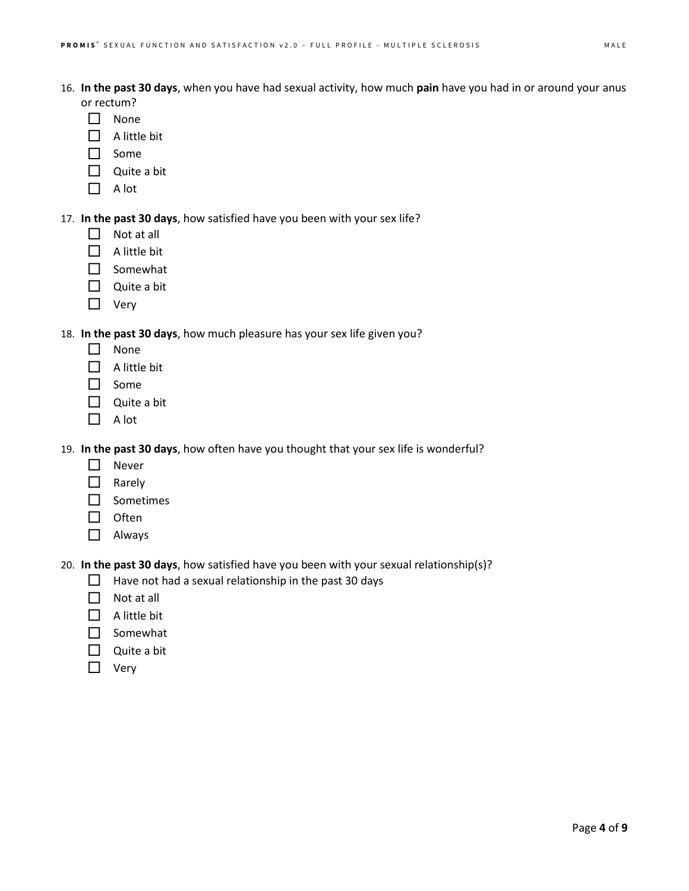16. **In the past 30 days**, when you have had sexual activity, how much **pain** have you had in or around your anus or rectum?
    - ☐ None
    - ☐ A little bit
    - ☐ Some
    - ☐ Quite a bit
    - ☐ A lot

17. **In the past 30 days**, how satisfied have you been with your sex life?
    - ☐ Not at all
    - ☐ A little bit
    - ☐ Somewhat
    - ☐ Quite a bit
    - ☐ Very

18. **In the past 30 days**, how much pleasure has your sex life given you?
    - ☐ None
    - ☐ A little bit
    - ☐ Some
    - ☐ Quite a bit
    - ☐ A lot

19. **In the past 30 days**, how often have you thought that your sex life is wonderful?
    - ☐ Never
    - ☐ Rarely
    - ☐ Sometimes
    - ☐ Often
    - ☐ Always

20. **In the past 30 days**, how satisfied have you been with your sexual relationship(s)?
    - ☐ Have not had a sexual relationship in the past 30 days
    - ☐ Not at all
    - ☐ A little bit
    - ☐ Somewhat
    - ☐ Quite a bit
    - ☐ Very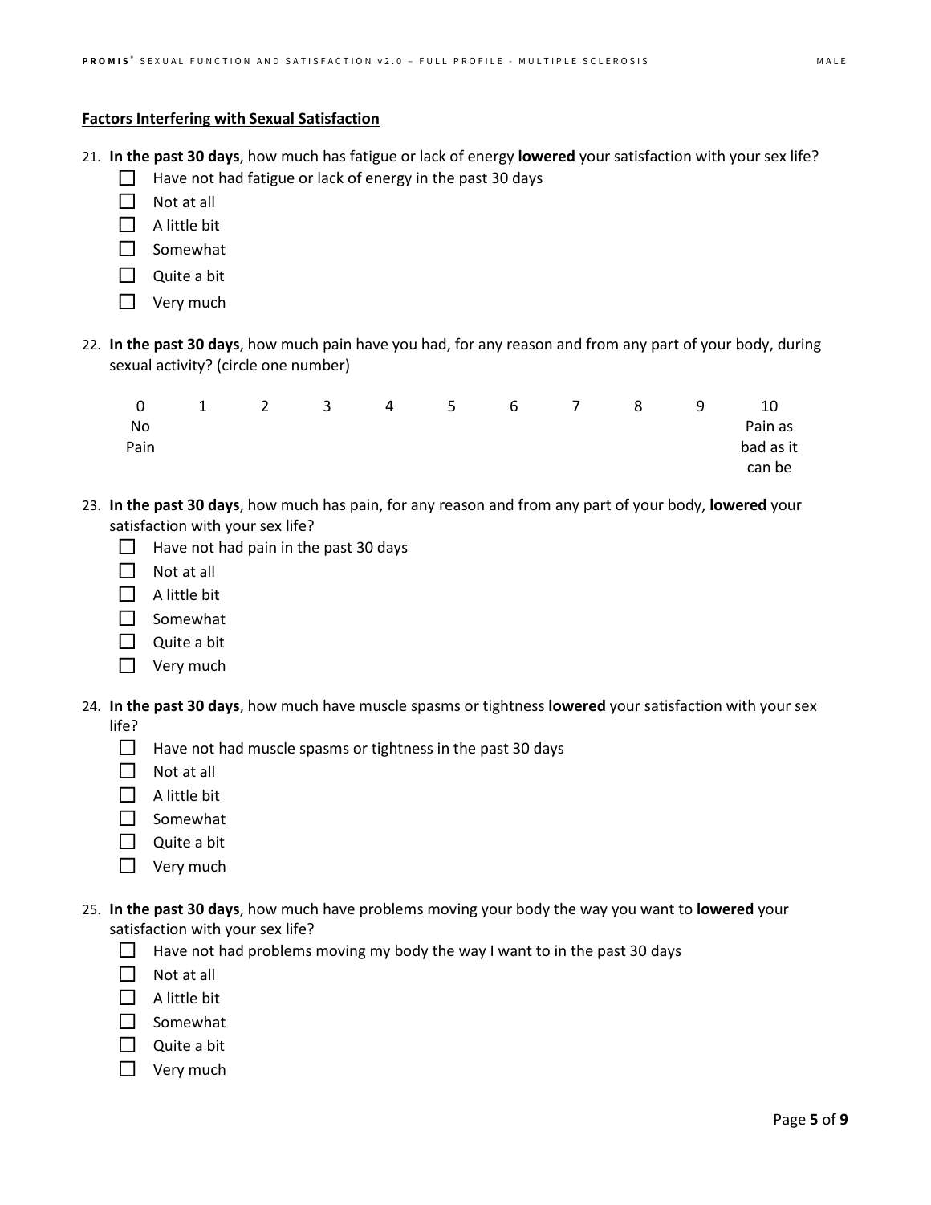**Factors Interfering with Sexual Satisfaction**

21. **In the past 30 days**, how much has fatigue or lack of energy **lowered** your satisfaction with your sex life?
    - ☐ Have not had fatigue or lack of energy in the past 30 days
    - ☐ Not at all
    - ☐ A little bit
    - ☐ Somewhat
    - ☐ Quite a bit
    - ☐ Very much

22. **In the past 30 days**, how much pain have you had, for any reason and from any part of your body, during sexual activity? (circle one number)

| 0 | 1 | 2 | 3 | 4 | 5 | 6 | 7 | 8 | 9 | 10 |
|---|---|---|---|---|---|---|---|---|---|---|
| No Pain | | | | | | | | | | Pain as bad as it can be |

23. **In the past 30 days**, how much has pain, for any reason and from any part of your body, **lowered** your satisfaction with your sex life?
    - ☐ Have not had pain in the past 30 days
    - ☐ Not at all
    - ☐ A little bit
    - ☐ Somewhat
    - ☐ Quite a bit
    - ☐ Very much

24. **In the past 30 days**, how much have muscle spasms or tightness **lowered** your satisfaction with your sex life?
    - ☐ Have not had muscle spasms or tightness in the past 30 days
    - ☐ Not at all
    - ☐ A little bit
    - ☐ Somewhat
    - ☐ Quite a bit
    - ☐ Very much

25. **In the past 30 days**, how much have problems moving your body the way you want to **lowered** your satisfaction with your sex life?
    - ☐ Have not had problems moving my body the way I want to in the past 30 days
    - ☐ Not at all
    - ☐ A little bit
    - ☐ Somewhat
    - ☐ Quite a bit
    - ☐ Very much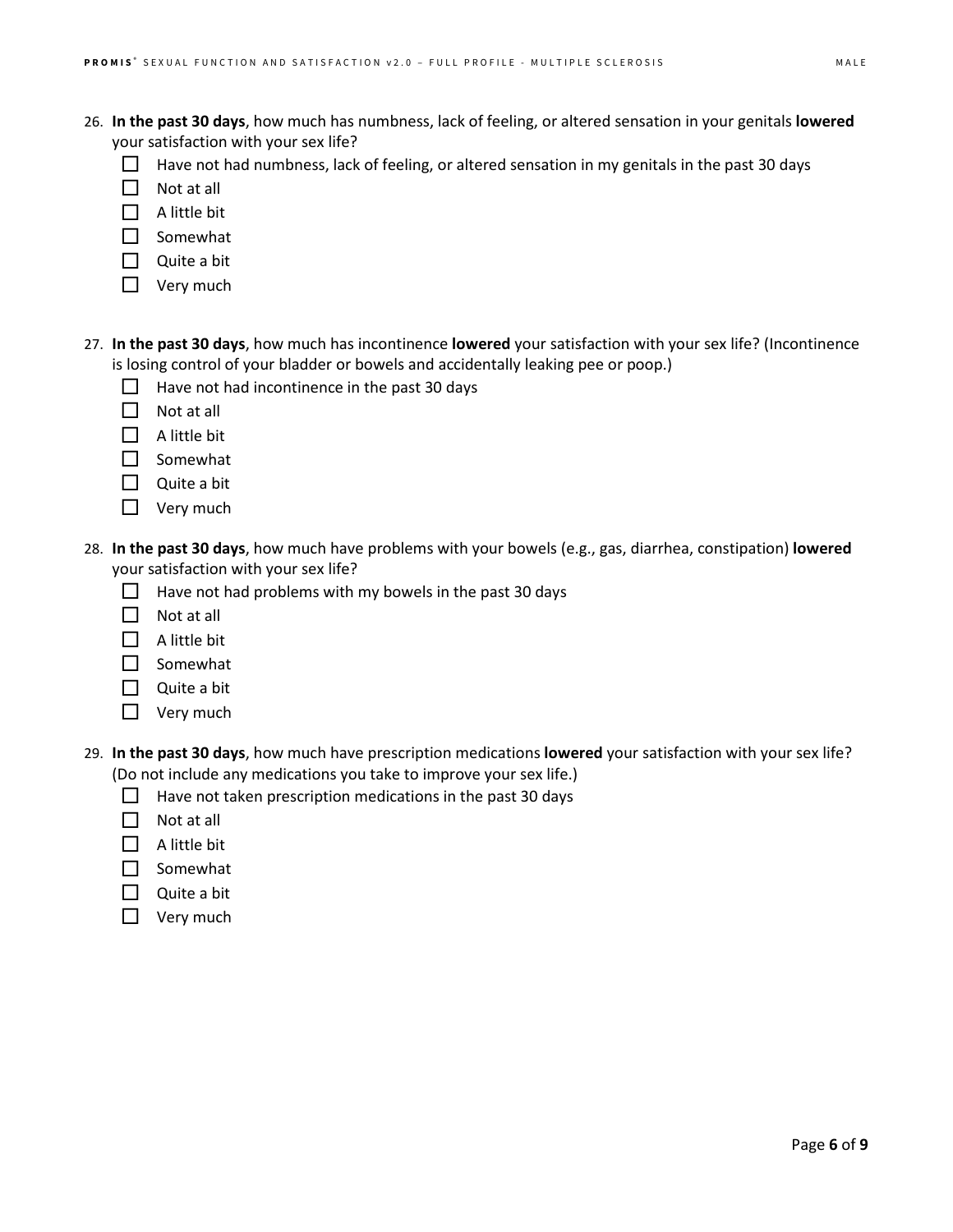26. **In the past 30 days**, how much has numbness, lack of feeling, or altered sensation in your genitals **lowered** your satisfaction with your sex life?
    - ☐ Have not had numbness, lack of feeling, or altered sensation in my genitals in the past 30 days
    - ☐ Not at all
    - ☐ A little bit
    - ☐ Somewhat
    - ☐ Quite a bit
    - ☐ Very much

27. **In the past 30 days**, how much has incontinence **lowered** your satisfaction with your sex life? (Incontinence is losing control of your bladder or bowels and accidentally leaking pee or poop.)
    - ☐ Have not had incontinence in the past 30 days
    - ☐ Not at all
    - ☐ A little bit
    - ☐ Somewhat
    - ☐ Quite a bit
    - ☐ Very much

28. **In the past 30 days**, how much have problems with your bowels (e.g., gas, diarrhea, constipation) **lowered** your satisfaction with your sex life?
    - ☐ Have not had problems with my bowels in the past 30 days
    - ☐ Not at all
    - ☐ A little bit
    - ☐ Somewhat
    - ☐ Quite a bit
    - ☐ Very much

29. **In the past 30 days**, how much have prescription medications **lowered** your satisfaction with your sex life? (Do not include any medications you take to improve your sex life.)
    - ☐ Have not taken prescription medications in the past 30 days
    - ☐ Not at all
    - ☐ A little bit
    - ☐ Somewhat
    - ☐ Quite a bit
    - ☐ Very much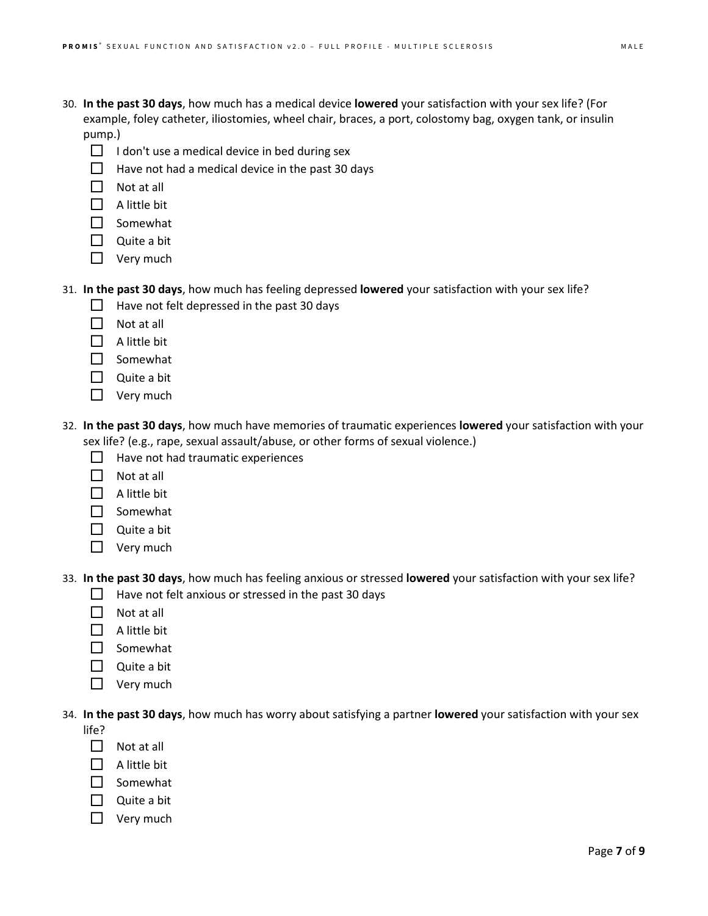30. **In the past 30 days**, how much has a medical device **lowered** your satisfaction with your sex life? (For example, foley catheter, iliostomies, wheel chair, braces, a port, colostomy bag, oxygen tank, or insulin pump.)
    - ☐ I don't use a medical device in bed during sex
    - ☐ Have not had a medical device in the past 30 days
    - ☐ Not at all
    - ☐ A little bit
    - ☐ Somewhat
    - ☐ Quite a bit
    - ☐ Very much

31. **In the past 30 days**, how much has feeling depressed **lowered** your satisfaction with your sex life?
    - ☐ Have not felt depressed in the past 30 days
    - ☐ Not at all
    - ☐ A little bit
    - ☐ Somewhat
    - ☐ Quite a bit
    - ☐ Very much

32. **In the past 30 days**, how much have memories of traumatic experiences **lowered** your satisfaction with your sex life? (e.g., rape, sexual assault/abuse, or other forms of sexual violence.)
    - ☐ Have not had traumatic experiences
    - ☐ Not at all
    - ☐ A little bit
    - ☐ Somewhat
    - ☐ Quite a bit
    - ☐ Very much

33. **In the past 30 days**, how much has feeling anxious or stressed **lowered** your satisfaction with your sex life?
    - ☐ Have not felt anxious or stressed in the past 30 days
    - ☐ Not at all
    - ☐ A little bit
    - ☐ Somewhat
    - ☐ Quite a bit
    - ☐ Very much

34. **In the past 30 days**, how much has worry about satisfying a partner **lowered** your satisfaction with your sex life?
    - ☐ Not at all
    - ☐ A little bit
    - ☐ Somewhat
    - ☐ Quite a bit
    - ☐ Very much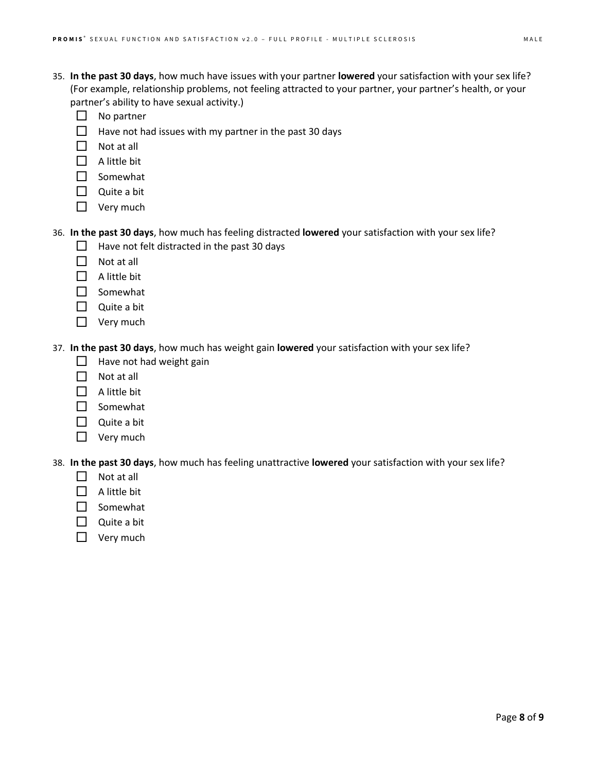35. **In the past 30 days**, how much have issues with your partner **lowered** your satisfaction with your sex life? (For example, relationship problems, not feeling attracted to your partner, your partner's health, or your partner's ability to have sexual activity.)
    - ☐ No partner
    - ☐ Have not had issues with my partner in the past 30 days
    - ☐ Not at all
    - ☐ A little bit
    - ☐ Somewhat
    - ☐ Quite a bit
    - ☐ Very much

36. **In the past 30 days**, how much has feeling distracted **lowered** your satisfaction with your sex life?
    - ☐ Have not felt distracted in the past 30 days
    - ☐ Not at all
    - ☐ A little bit
    - ☐ Somewhat
    - ☐ Quite a bit
    - ☐ Very much

37. **In the past 30 days**, how much has weight gain **lowered** your satisfaction with your sex life?
    - ☐ Have not had weight gain
    - ☐ Not at all
    - ☐ A little bit
    - ☐ Somewhat
    - ☐ Quite a bit
    - ☐ Very much

38. **In the past 30 days**, how much has feeling unattractive **lowered** your satisfaction with your sex life?
    - ☐ Not at all
    - ☐ A little bit
    - ☐ Somewhat
    - ☐ Quite a bit
    - ☐ Very much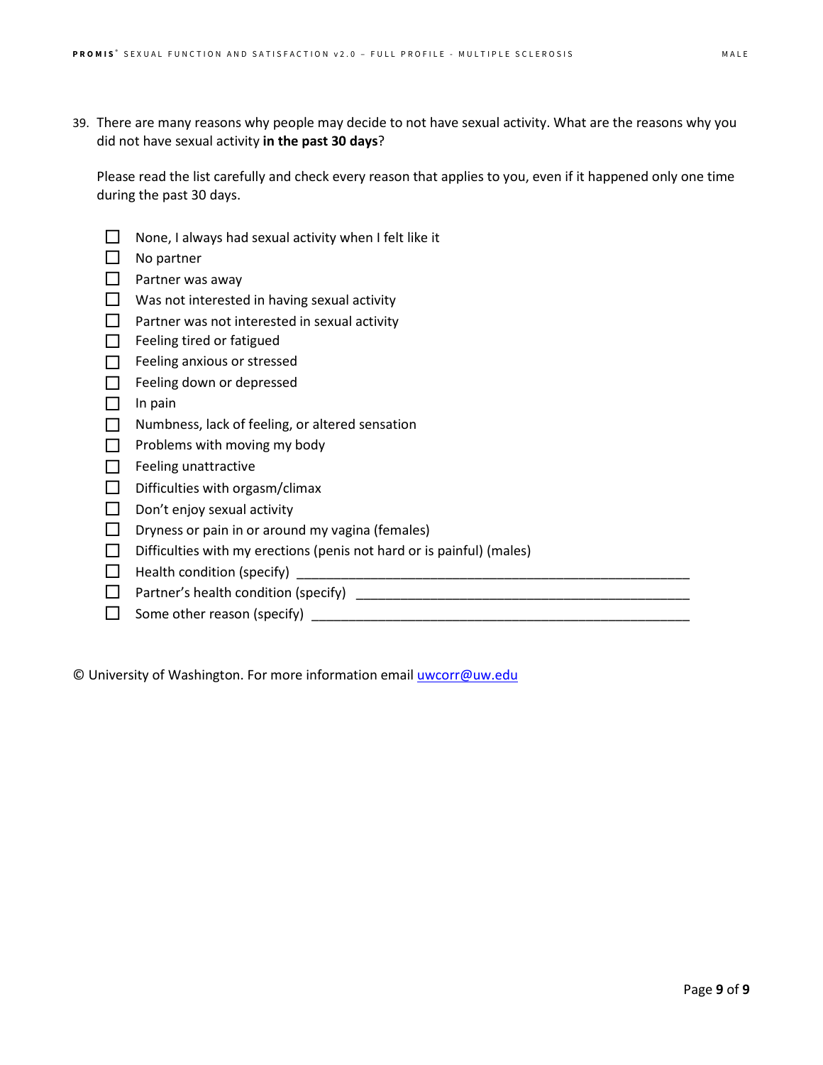39. There are many reasons why people may decide to not have sexual activity. What are the reasons why you did not have sexual activity **in the past 30 days**?

    Please read the list carefully and check every reason that applies to you, even if it happened only one time during the past 30 days.

    - ☐ None, I always had sexual activity when I felt like it
    - ☐ No partner
    - ☐ Partner was away
    - ☐ Was not interested in having sexual activity
    - ☐ Partner was not interested in sexual activity
    - ☐ Feeling tired or fatigued
    - ☐ Feeling anxious or stressed
    - ☐ Feeling down or depressed
    - ☐ In pain
    - ☐ Numbness, lack of feeling, or altered sensation
    - ☐ Problems with moving my body
    - ☐ Feeling unattractive
    - ☐ Difficulties with orgasm/climax
    - ☐ Don't enjoy sexual activity
    - ☐ Dryness or pain in or around my vagina (females)
    - ☐ Difficulties with my erections (penis not hard or is painful) (males)
    - ☐ Health condition (specify) ________________________________________________
    - ☐ Partner's health condition (specify) ________________________________________
    - ☐ Some other reason (specify) _____________________________________________

© University of Washington. For more information email uwcorr@uw.edu